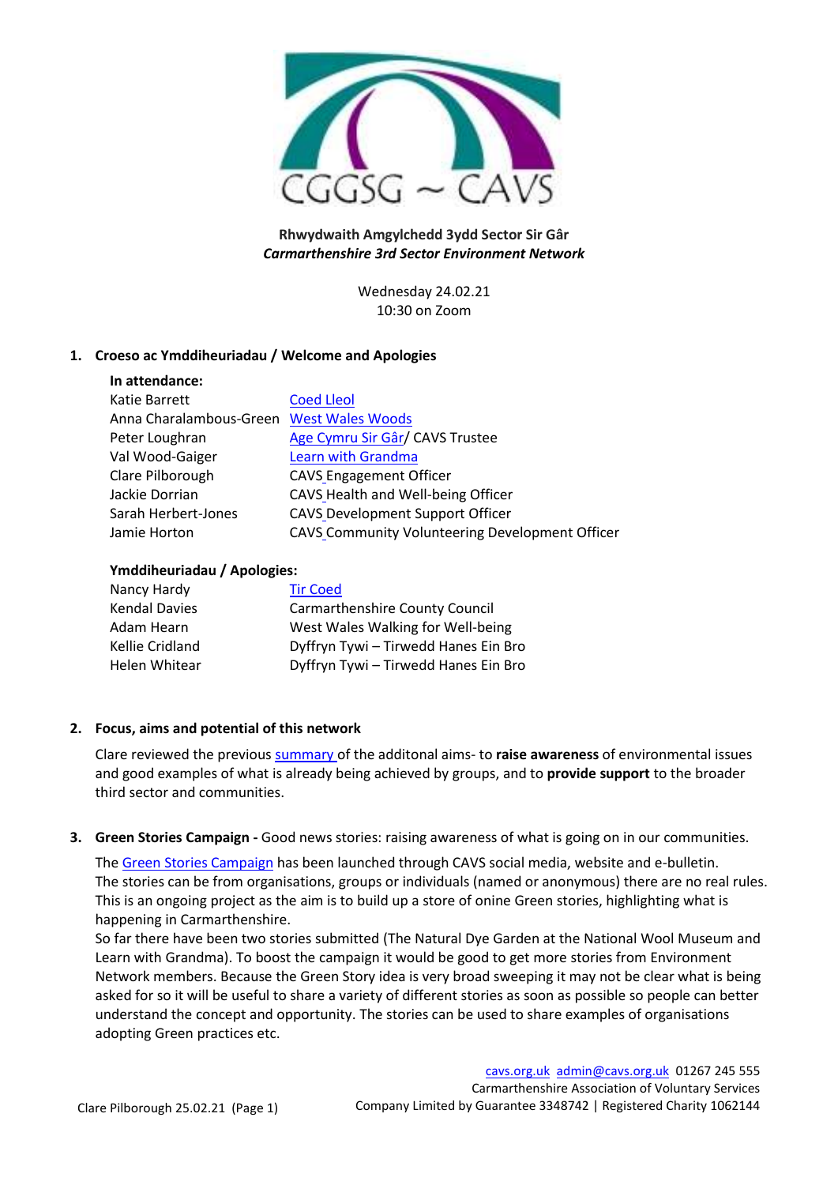CGGSG ~ CAVS

**Rhwydwaith Amgylchedd 3ydd Sector Sir Gâr**
***Carmarthenshire 3rd Sector Environment Network***

Wednesday 24.02.21
10:30 on Zoom

## 1. Croeso ac Ymddiheuriadau / Welcome and Apologies

**In attendance:**

| | |
|---|---|
| Katie Barrett | Coed Lleol |
| Anna Charalambous-Green | West Wales Woods |
| Peter Loughran | Age Cymru Sir Gâr/ CAVS Trustee |
| Val Wood-Gaiger | Learn with Grandma |
| Clare Pilborough | CAVS Engagement Officer |
| Jackie Dorrian | CAVS Health and Well-being Officer |
| Sarah Herbert-Jones | CAVS Development Support Officer |
| Jamie Horton | CAVS Community Volunteering Development Officer |

**Ymddiheuriadau / Apologies:**

| | |
|---|---|
| Nancy Hardy | Tir Coed |
| Kendal Davies | Carmarthenshire County Council |
| Adam Hearn | West Wales Walking for Well-being |
| Kellie Cridland | Dyffryn Tywi – Tirwedd Hanes Ein Bro |
| Helen Whitear | Dyffryn Tywi – Tirwedd Hanes Ein Bro |

## 2. Focus, aims and potential of this network

Clare reviewed the previous summary of the additonal aims- to **raise awareness** of environmental issues and good examples of what is already being achieved by groups, and to **provide support** to the broader third sector and communities.

## 3. Green Stories Campaign - Good news stories: raising awareness of what is going on in our communities.

The Green Stories Campaign has been launched through CAVS social media, website and e-bulletin. The stories can be from organisations, groups or individuals (named or anonymous) there are no real rules. This is an ongoing project as the aim is to build up a store of onine Green stories, highlighting what is happening in Carmarthenshire.
So far there have been two stories submitted (The Natural Dye Garden at the National Wool Museum and Learn with Grandma). To boost the campaign it would be good to get more stories from Environment Network members. Because the Green Story idea is very broad sweeping it may not be clear what is being asked for so it will be useful to share a variety of different stories as soon as possible so people can better understand the concept and opportunity. The stories can be used to share examples of organisations adopting Green practices etc.

Clare Pilborough 25.02.21 (Page 1)

cavs.org.uk admin@cavs.org.uk 01267 245 555
Carmarthenshire Association of Voluntary Services
Company Limited by Guarantee 3348742 | Registered Charity 1062144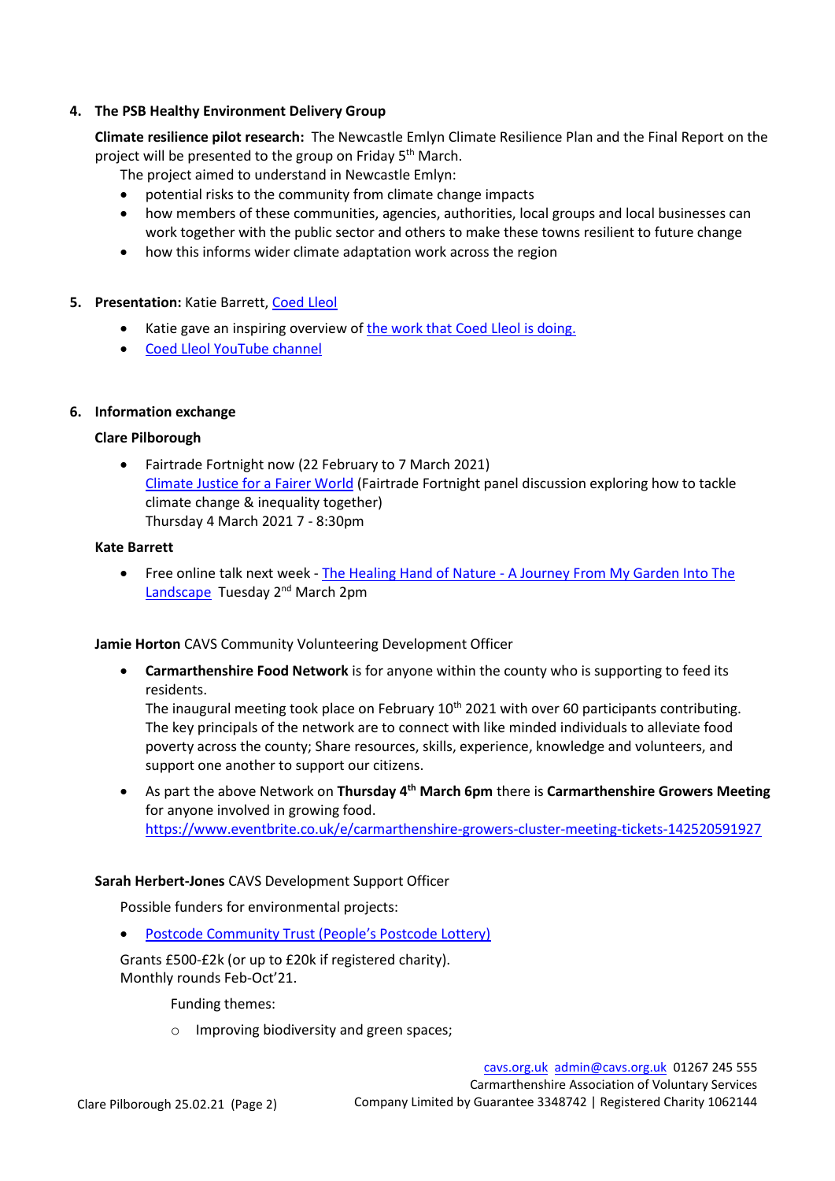4. **The PSB Healthy Environment Delivery Group**

   **Climate resilience pilot research:** The Newcastle Emlyn Climate Resilience Plan and the Final Report on the project will be presented to the group on Friday 5th March.

   The project aimed to understand in Newcastle Emlyn:

   - potential risks to the community from climate change impacts
   - how members of these communities, agencies, authorities, local groups and local businesses can work together with the public sector and others to make these towns resilient to future change
   - how this informs wider climate adaptation work across the region

5. **Presentation:** Katie Barrett, Coed Lleol

   - Katie gave an inspiring overview of the work that Coed Lleol is doing.
   - Coed Lleol YouTube channel

6. **Information exchange**

   **Clare Pilborough**

   - Fairtrade Fortnight now (22 February to 7 March 2021)
     Climate Justice for a Fairer World (Fairtrade Fortnight panel discussion exploring how to tackle climate change & inequality together)
     Thursday 4 March 2021 7 - 8:30pm

   **Kate Barrett**

   - Free online talk next week - The Healing Hand of Nature - A Journey From My Garden Into The Landscape Tuesday 2nd March 2pm

   **Jamie Horton** CAVS Community Volunteering Development Officer

   - **Carmarthenshire Food Network** is for anyone within the county who is supporting to feed its residents.
     The inaugural meeting took place on February 10th 2021 with over 60 participants contributing. The key principals of the network are to connect with like minded individuals to alleviate food poverty across the county; Share resources, skills, experience, knowledge and volunteers, and support one another to support our citizens.
   - As part the above Network on **Thursday 4th March 6pm** there is **Carmarthenshire Growers Meeting** for anyone involved in growing food.
     https://www.eventbrite.co.uk/e/carmarthenshire-growers-cluster-meeting-tickets-142520591927

   **Sarah Herbert-Jones** CAVS Development Support Officer

   Possible funders for environmental projects:

   - Postcode Community Trust (People's Postcode Lottery)

   Grants £500-£2k (or up to £20k if registered charity).
   Monthly rounds Feb-Oct'21.

   Funding themes:

   - Improving biodiversity and green spaces;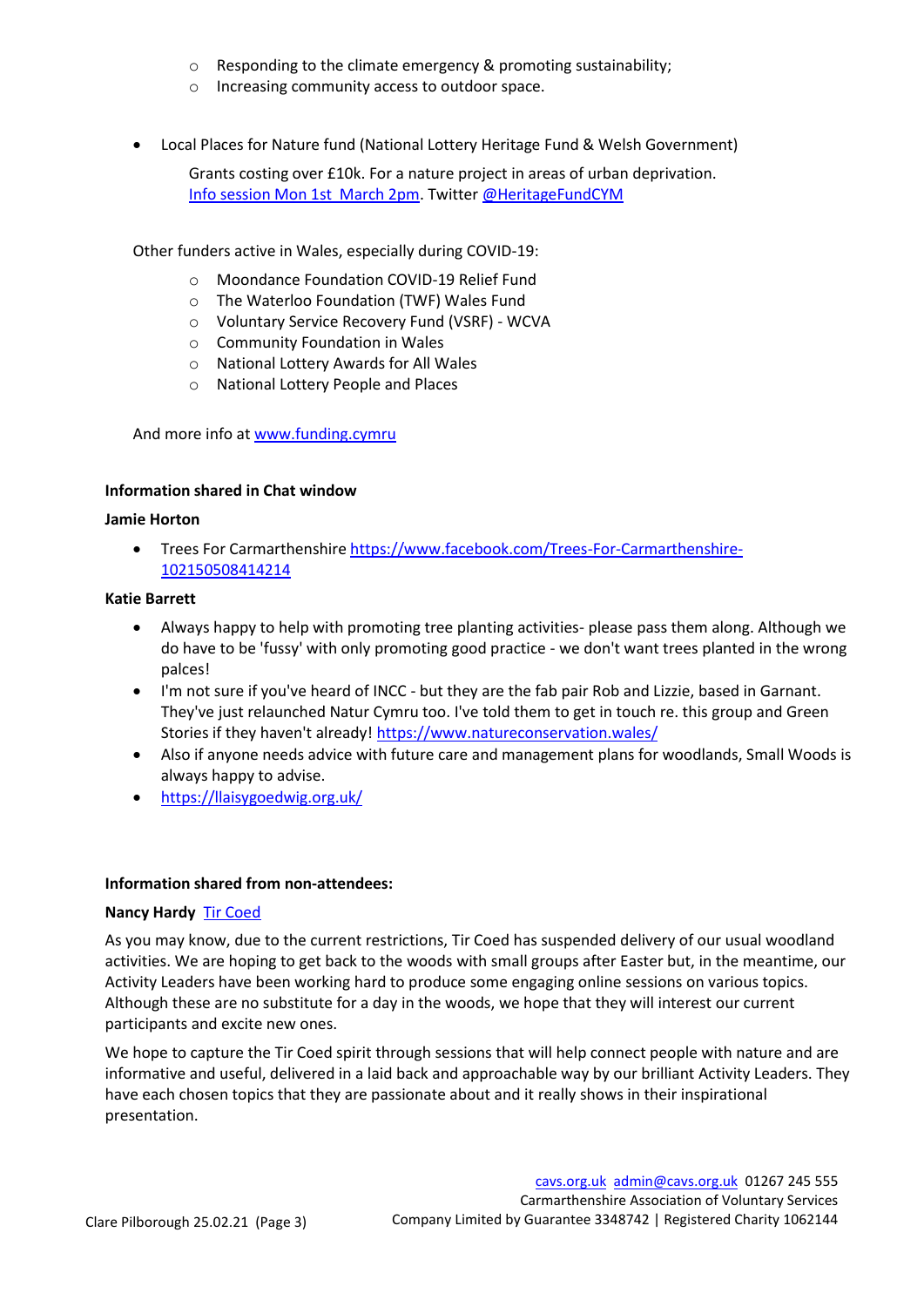- Responding to the climate emergency & promoting sustainability;
  - Increasing community access to outdoor space.

- Local Places for Nature fund (National Lottery Heritage Fund & Welsh Government)

  Grants costing over £10k. For a nature project in areas of urban deprivation. [Info session Mon 1st March 2pm](). Twitter [@HeritageFundCYM]()

Other funders active in Wales, especially during COVID-19:

  - Moondance Foundation COVID-19 Relief Fund
  - The Waterloo Foundation (TWF) Wales Fund
  - Voluntary Service Recovery Fund (VSRF) - WCVA
  - Community Foundation in Wales
  - National Lottery Awards for All Wales
  - National Lottery People and Places

And more info at [www.funding.cymru](www.funding.cymru)

**Information shared in Chat window**

**Jamie Horton**

- Trees For Carmarthenshire [https://www.facebook.com/Trees-For-Carmarthenshire-102150508414214](https://www.facebook.com/Trees-For-Carmarthenshire-102150508414214)

**Katie Barrett**

- Always happy to help with promoting tree planting activities- please pass them along. Although we do have to be 'fussy' with only promoting good practice - we don't want trees planted in the wrong palces!
- I'm not sure if you've heard of INCC - but they are the fab pair Rob and Lizzie, based in Garnant. They've just relaunched Natur Cymru too. I've told them to get in touch re. this group and Green Stories if they haven't already! [https://www.natureconservation.wales/](https://www.natureconservation.wales/)
- Also if anyone needs advice with future care and management plans for woodlands, Small Woods is always happy to advise.
- [https://llaisygoedwig.org.uk/](https://llaisygoedwig.org.uk/)

**Information shared from non-attendees:**

**Nancy Hardy** [Tir Coed]()

As you may know, due to the current restrictions, Tir Coed has suspended delivery of our usual woodland activities. We are hoping to get back to the woods with small groups after Easter but, in the meantime, our Activity Leaders have been working hard to produce some engaging online sessions on various topics. Although these are no substitute for a day in the woods, we hope that they will interest our current participants and excite new ones.

We hope to capture the Tir Coed spirit through sessions that will help connect people with nature and are informative and useful, delivered in a laid back and approachable way by our brilliant Activity Leaders. They have each chosen topics that they are passionate about and it really shows in their inspirational presentation.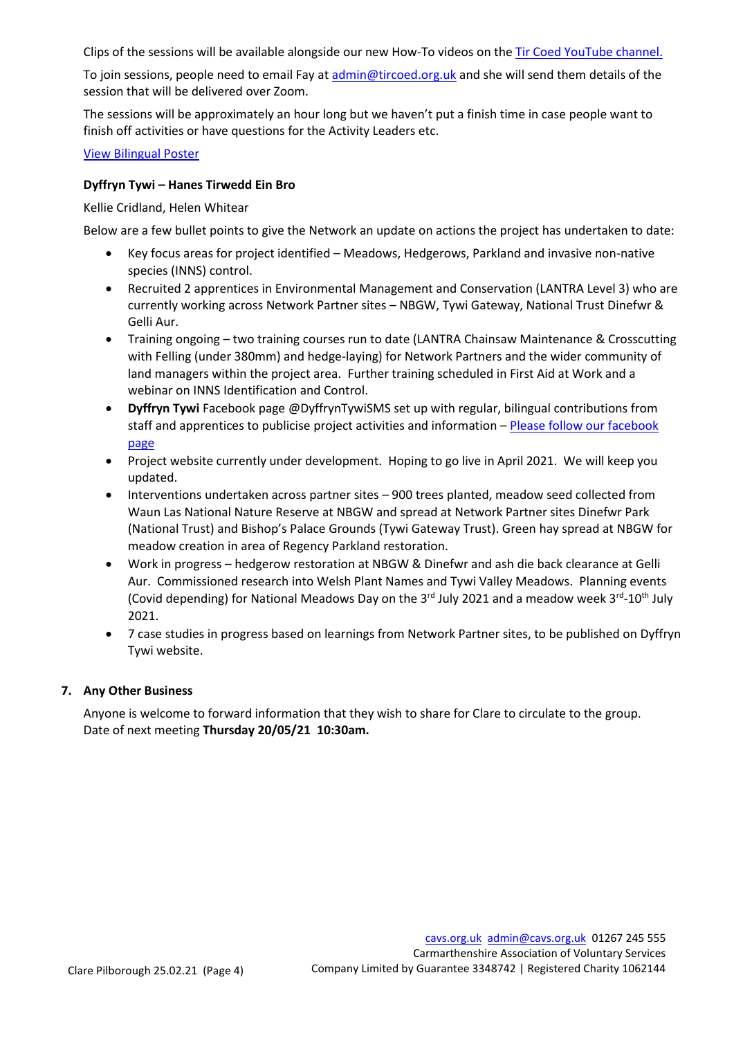Clips of the sessions will be available alongside our new How-To videos on the Tir Coed YouTube channel.

To join sessions, people need to email Fay at admin@tircoed.org.uk and she will send them details of the session that will be delivered over Zoom.

The sessions will be approximately an hour long but we haven't put a finish time in case people want to finish off activities or have questions for the Activity Leaders etc.

View Bilingual Poster

**Dyffryn Tywi – Hanes Tirwedd Ein Bro**

Kellie Cridland, Helen Whitear

Below are a few bullet points to give the Network an update on actions the project has undertaken to date:

- Key focus areas for project identified – Meadows, Hedgerows, Parkland and invasive non-native species (INNS) control.
- Recruited 2 apprentices in Environmental Management and Conservation (LANTRA Level 3) who are currently working across Network Partner sites – NBGW, Tywi Gateway, National Trust Dinefwr & Gelli Aur.
- Training ongoing – two training courses run to date (LANTRA Chainsaw Maintenance & Crosscutting with Felling (under 380mm) and hedge-laying) for Network Partners and the wider community of land managers within the project area. Further training scheduled in First Aid at Work and a webinar on INNS Identification and Control.
- **Dyffryn Tywi** Facebook page @DyffrynTywiSMS set up with regular, bilingual contributions from staff and apprentices to publicise project activities and information – Please follow our facebook page
- Project website currently under development. Hoping to go live in April 2021. We will keep you updated.
- Interventions undertaken across partner sites – 900 trees planted, meadow seed collected from Waun Las National Nature Reserve at NBGW and spread at Network Partner sites Dinefwr Park (National Trust) and Bishop's Palace Grounds (Tywi Gateway Trust). Green hay spread at NBGW for meadow creation in area of Regency Parkland restoration.
- Work in progress – hedgerow restoration at NBGW & Dinefwr and ash die back clearance at Gelli Aur. Commissioned research into Welsh Plant Names and Tywi Valley Meadows. Planning events (Covid depending) for National Meadows Day on the 3rd July 2021 and a meadow week 3rd-10th July 2021.
- 7 case studies in progress based on learnings from Network Partner sites, to be published on Dyffryn Tywi website.

**7. Any Other Business**

Anyone is welcome to forward information that they wish to share for Clare to circulate to the group.
Date of next meeting **Thursday 20/05/21 10:30am.**